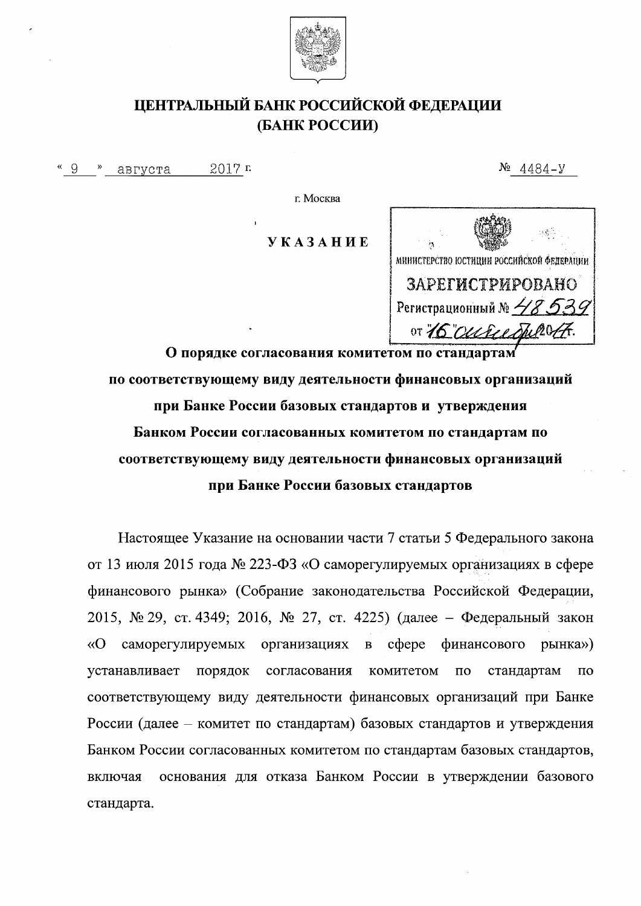# ЦЕНТРАЛЬНЫЙ БАНК РОССИЙСКОЙ ФЕДЕРАЦИИ (БАНК РОССИИ)

«9» августа 2017 г. № 4484-У

г. Москва

МИНИСТЕРСТВО ЮСТИЦИИ РОССИЙСКОЙ ФЕДЕРАЦИИ
ЗАРЕГИСТРИРОВАНО
Регистрационный № 48539
от "16" октября 2017.

## УКАЗАНИЕ

**О порядке согласования комитетом по стандартам по соответствующему виду деятельности финансовых организаций при Банке России базовых стандартов и утверждения Банком России согласованных комитетом по стандартам по соответствующему виду деятельности финансовых организаций при Банке России базовых стандартов**

Настоящее Указание на основании части 7 статьи 5 Федерального закона от 13 июля 2015 года № 223-ФЗ «О саморегулируемых организациях в сфере финансового рынка» (Собрание законодательства Российской Федерации, 2015, № 29, ст. 4349; 2016, № 27, ст. 4225) (далее – Федеральный закон «О саморегулируемых организациях в сфере финансового рынка») устанавливает порядок согласования комитетом по стандартам по соответствующему виду деятельности финансовых организаций при Банке России (далее – комитет по стандартам) базовых стандартов и утверждения Банком России согласованных комитетом по стандартам базовых стандартов, включая основания для отказа Банком России в утверждении базового стандарта.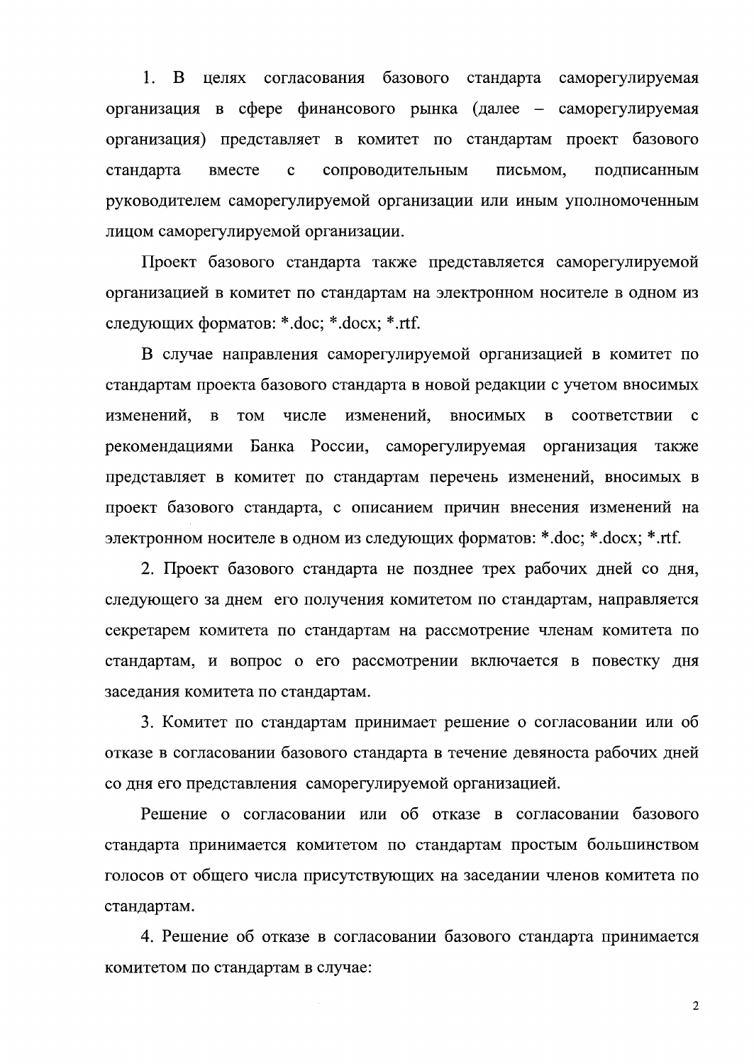1. В целях согласования базового стандарта саморегулируемая организация в сфере финансового рынка (далее – саморегулируемая организация) представляет в комитет по стандартам проект базового стандарта вместе с сопроводительным письмом, подписанным руководителем саморегулируемой организации или иным уполномоченным лицом саморегулируемой организации.

Проект базового стандарта также представляется саморегулируемой организацией в комитет по стандартам на электронном носителе в одном из следующих форматов: *.doc; *.docx; *.rtf.

В случае направления саморегулируемой организацией в комитет по стандартам проекта базового стандарта в новой редакции с учетом вносимых изменений, в том числе изменений, вносимых в соответствии с рекомендациями Банка России, саморегулируемая организация также представляет в комитет по стандартам перечень изменений, вносимых в проект базового стандарта, с описанием причин внесения изменений на электронном носителе в одном из следующих форматов: *.doc; *.docx; *.rtf.

2. Проект базового стандарта не позднее трех рабочих дней со дня, следующего за днем его получения комитетом по стандартам, направляется секретарем комитета по стандартам на рассмотрение членам комитета по стандартам, и вопрос о его рассмотрении включается в повестку дня заседания комитета по стандартам.

3. Комитет по стандартам принимает решение о согласовании или об отказе в согласовании базового стандарта в течение девяноста рабочих дней со дня его представления саморегулируемой организацией.

Решение о согласовании или об отказе в согласовании базового стандарта принимается комитетом по стандартам простым большинством голосов от общего числа присутствующих на заседании членов комитета по стандартам.

4. Решение об отказе в согласовании базового стандарта принимается комитетом по стандартам в случае: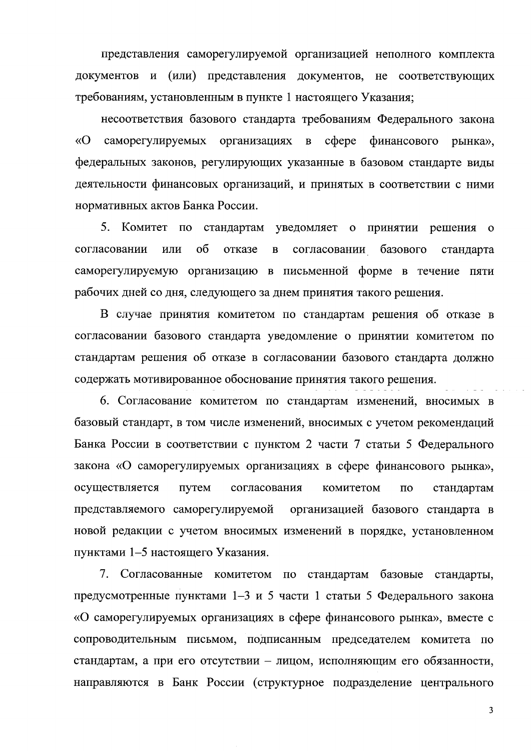представления саморегулируемой организацией неполного комплекта документов и (или) представления документов, не соответствующих требованиям, установленным в пункте 1 настоящего Указания;

несоответствия базового стандарта требованиям Федерального закона «О саморегулируемых организациях в сфере финансового рынка», федеральных законов, регулирующих указанные в базовом стандарте виды деятельности финансовых организаций, и принятых в соответствии с ними нормативных актов Банка России.

5. Комитет по стандартам уведомляет о принятии решения о согласовании или об отказе в согласовании базового стандарта саморегулируемую организацию в письменной форме в течение пяти рабочих дней со дня, следующего за днем принятия такого решения.

В случае принятия комитетом по стандартам решения об отказе в согласовании базового стандарта уведомление о принятии комитетом по стандартам решения об отказе в согласовании базового стандарта должно содержать мотивированное обоснование принятия такого решения.

6. Согласование комитетом по стандартам изменений, вносимых в базовый стандарт, в том числе изменений, вносимых с учетом рекомендаций Банка России в соответствии с пунктом 2 части 7 статьи 5 Федерального закона «О саморегулируемых организациях в сфере финансового рынка», осуществляется путем согласования комитетом по стандартам представляемого саморегулируемой организацией базового стандарта в новой редакции с учетом вносимых изменений в порядке, установленном пунктами 1–5 настоящего Указания.

7. Согласованные комитетом по стандартам базовые стандарты, предусмотренные пунктами 1–3 и 5 части 1 статьи 5 Федерального закона «О саморегулируемых организациях в сфере финансового рынка», вместе с сопроводительным письмом, подписанным председателем комитета по стандартам, а при его отсутствии – лицом, исполняющим его обязанности, направляются в Банк России (структурное подразделение центрального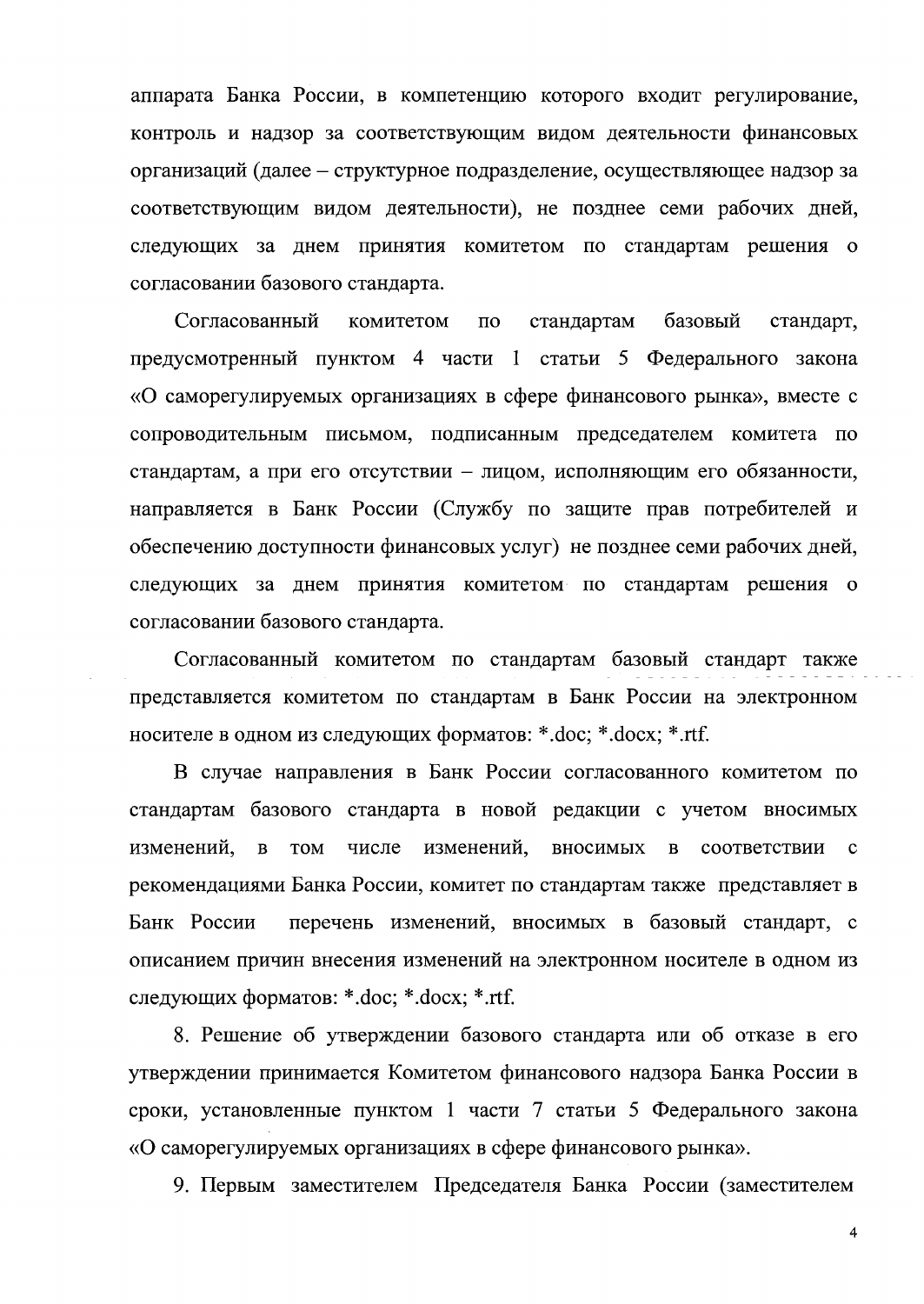аппарата Банка России, в компетенцию которого входит регулирование, контроль и надзор за соответствующим видом деятельности финансовых организаций (далее – структурное подразделение, осуществляющее надзор за соответствующим видом деятельности), не позднее семи рабочих дней, следующих за днем принятия комитетом по стандартам решения о согласовании базового стандарта.

Согласованный комитетом по стандартам базовый стандарт, предусмотренный пунктом 4 части 1 статьи 5 Федерального закона «О саморегулируемых организациях в сфере финансового рынка», вместе с сопроводительным письмом, подписанным председателем комитета по стандартам, а при его отсутствии – лицом, исполняющим его обязанности, направляется в Банк России (Службу по защите прав потребителей и обеспечению доступности финансовых услуг) не позднее семи рабочих дней, следующих за днем принятия комитетом по стандартам решения о согласовании базового стандарта.

Согласованный комитетом по стандартам базовый стандарт также представляется комитетом по стандартам в Банк России на электронном носителе в одном из следующих форматов: *.doc; *.docx; *.rtf.

В случае направления в Банк России согласованного комитетом по стандартам базового стандарта в новой редакции с учетом вносимых изменений, в том числе изменений, вносимых в соответствии с рекомендациями Банка России, комитет по стандартам также представляет в Банк России перечень изменений, вносимых в базовый стандарт, с описанием причин внесения изменений на электронном носителе в одном из следующих форматов: *.doc; *.docx; *.rtf.

8. Решение об утверждении базового стандарта или об отказе в его утверждении принимается Комитетом финансового надзора Банка России в сроки, установленные пунктом 1 части 7 статьи 5 Федерального закона «О саморегулируемых организациях в сфере финансового рынка».

9. Первым заместителем Председателя Банка России (заместителем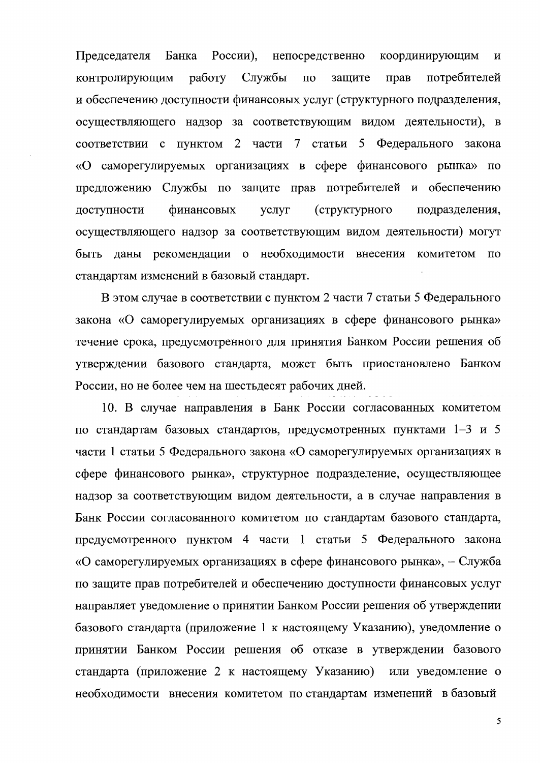Председателя Банка России), непосредственно координирующим и контролирующим работу Службы по защите прав потребителей и обеспечению доступности финансовых услуг (структурного подразделения, осуществляющего надзор за соответствующим видом деятельности), в соответствии с пунктом 2 части 7 статьи 5 Федерального закона «О саморегулируемых организациях в сфере финансового рынка» по предложению Службы по защите прав потребителей и обеспечению доступности финансовых услуг (структурного подразделения, осуществляющего надзор за соответствующим видом деятельности) могут быть даны рекомендации о необходимости внесения комитетом по стандартам изменений в базовый стандарт.

В этом случае в соответствии с пунктом 2 части 7 статьи 5 Федерального закона «О саморегулируемых организациях в сфере финансового рынка» течение срока, предусмотренного для принятия Банком России решения об утверждении базового стандарта, может быть приостановлено Банком России, но не более чем на шестьдесят рабочих дней.

10. В случае направления в Банк России согласованных комитетом по стандартам базовых стандартов, предусмотренных пунктами 1–3 и 5 части 1 статьи 5 Федерального закона «О саморегулируемых организациях в сфере финансового рынка», структурное подразделение, осуществляющее надзор за соответствующим видом деятельности, а в случае направления в Банк России согласованного комитетом по стандартам базового стандарта, предусмотренного пунктом 4 части 1 статьи 5 Федерального закона «О саморегулируемых организациях в сфере финансового рынка», – Служба по защите прав потребителей и обеспечению доступности финансовых услуг направляет уведомление о принятии Банком России решения об утверждении базового стандарта (приложение 1 к настоящему Указанию), уведомление о принятии Банком России решения об отказе в утверждении базового стандарта (приложение 2 к настоящему Указанию) или уведомление о необходимости внесения комитетом по стандартам изменений в базовый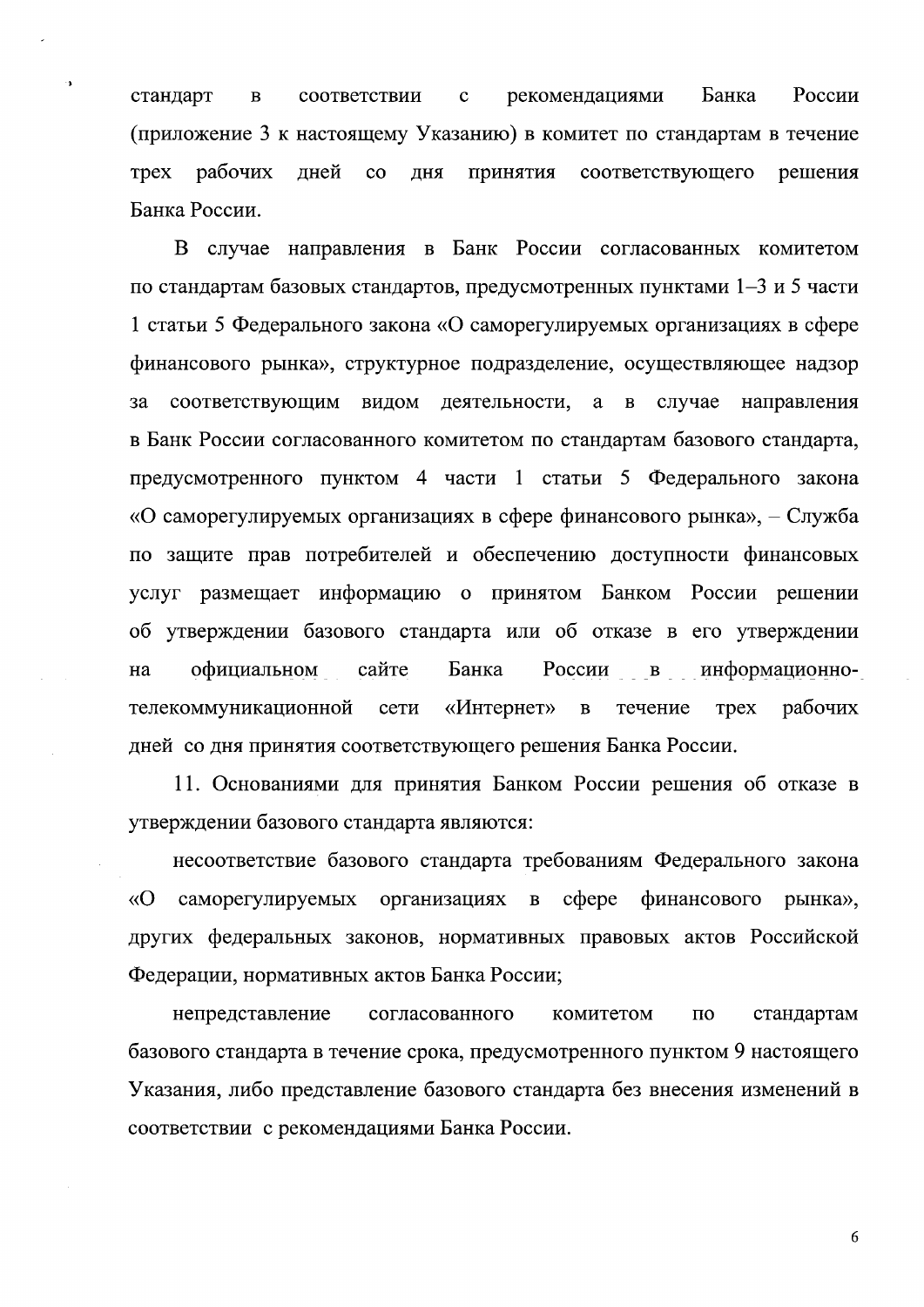стандарт в соответствии с рекомендациями Банка России (приложение 3 к настоящему Указанию) в комитет по стандартам в течение трех рабочих дней со дня принятия соответствующего решения Банка России.

В случае направления в Банк России согласованных комитетом по стандартам базовых стандартов, предусмотренных пунктами 1–3 и 5 части 1 статьи 5 Федерального закона «О саморегулируемых организациях в сфере финансового рынка», структурное подразделение, осуществляющее надзор за соответствующим видом деятельности, а в случае направления в Банк России согласованного комитетом по стандартам базового стандарта, предусмотренного пунктом 4 части 1 статьи 5 Федерального закона «О саморегулируемых организациях в сфере финансового рынка», – Служба по защите прав потребителей и обеспечению доступности финансовых услуг размещает информацию о принятом Банком России решении об утверждении базового стандарта или об отказе в его утверждении на официальном сайте Банка России в информационно-телекоммуникационной сети «Интернет» в течение трех рабочих дней со дня принятия соответствующего решения Банка России.

11. Основаниями для принятия Банком России решения об отказе в утверждении базового стандарта являются:

несоответствие базового стандарта требованиям Федерального закона «О саморегулируемых организациях в сфере финансового рынка», других федеральных законов, нормативных правовых актов Российской Федерации, нормативных актов Банка России;

непредставление согласованного комитетом по стандартам базового стандарта в течение срока, предусмотренного пунктом 9 настоящего Указания, либо представление базового стандарта без внесения изменений в соответствии с рекомендациями Банка России.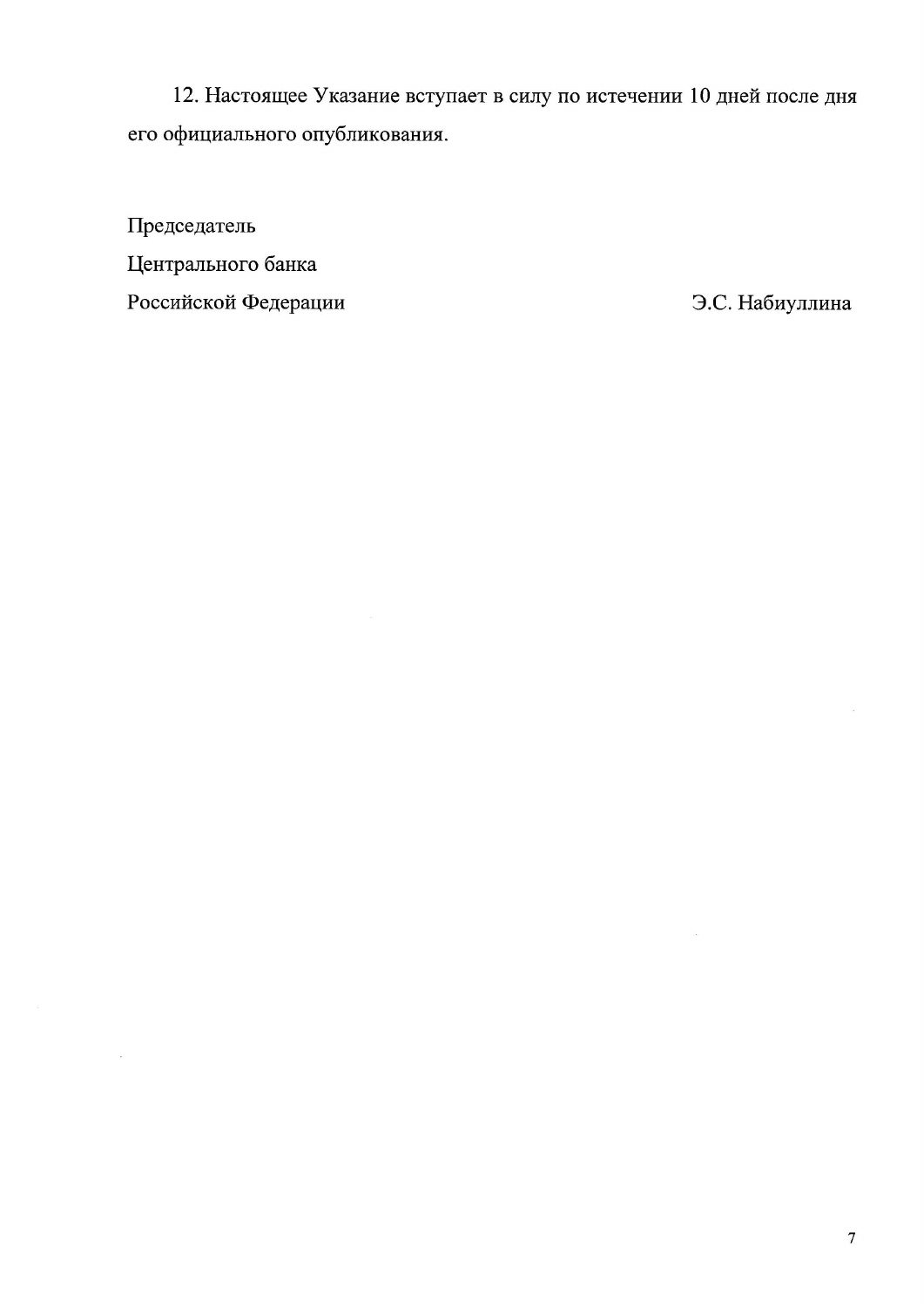12. Настоящее Указание вступает в силу по истечении 10 дней после дня его официального опубликования.

Председатель
Центрального банка
Российской Федерации Э.С. Набиуллина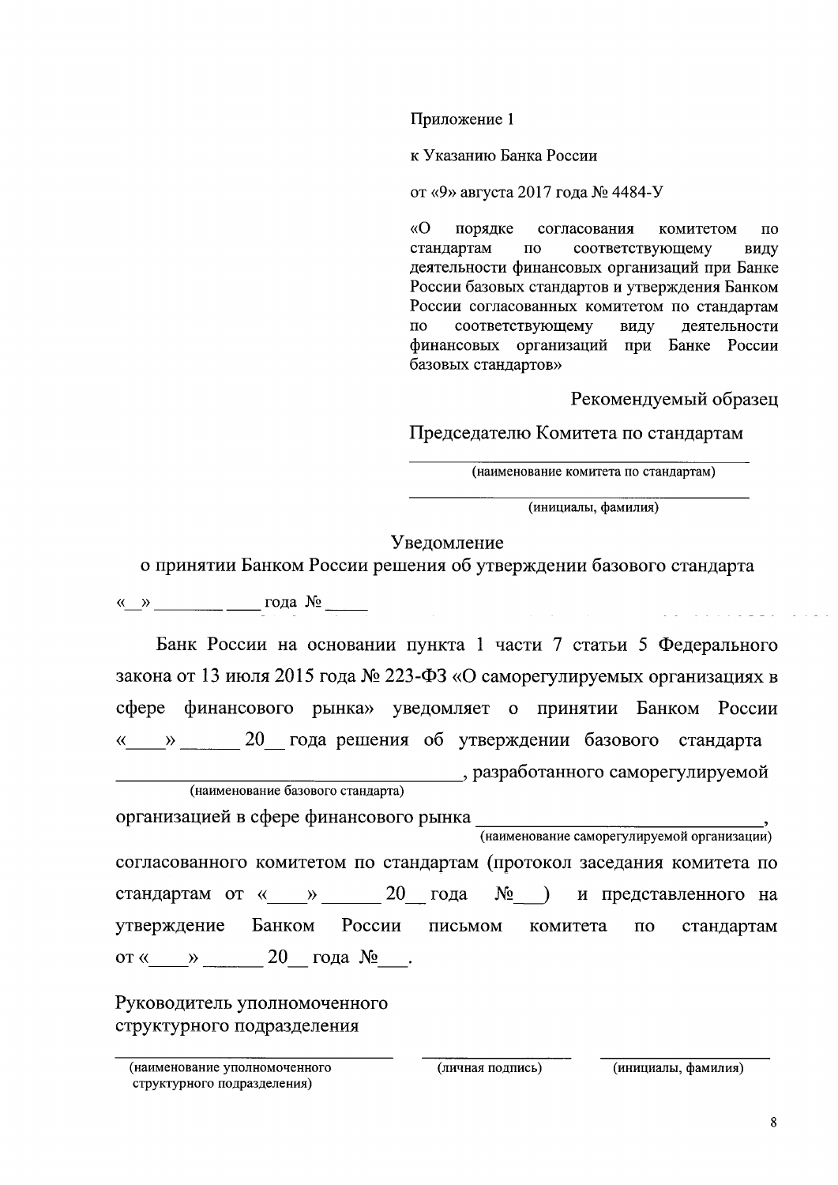Приложение 1

к Указанию Банка России

от «9» августа 2017 года № 4484-У

«О порядке согласования комитетом по стандартам по соответствующему виду деятельности финансовых организаций при Банке России базовых стандартов и утверждения Банком России согласованных комитетом по стандартам по соответствующему виду деятельности финансовых организаций при Банке России базовых стандартов»

Рекомендуемый образец

Председателю Комитета по стандартам

\_\_\_\_\_\_\_\_\_\_\_\_\_\_\_\_\_\_\_\_\_\_\_\_\_\_\_\_\_\_\_\_\_\_\_\_\_\_\_\_
(наименование комитета по стандартам)

\_\_\_\_\_\_\_\_\_\_\_\_\_\_\_\_\_\_\_\_\_\_\_\_\_\_\_\_\_\_\_\_\_\_\_\_\_\_\_\_
(инициалы, фамилия)

Уведомление
о принятии Банком России решения об утверждении базового стандарта

«\_\_» \_\_\_\_\_\_\_\_ \_\_\_\_ года № \_\_\_\_\_

Банк России на основании пункта 1 части 7 статьи 5 Федерального закона от 13 июля 2015 года № 223-ФЗ «О саморегулируемых организациях в сфере финансового рынка» уведомляет о принятии Банком России «\_\_\_\_» \_\_\_\_\_\_ 20\_\_ года решения об утверждении базового стандарта \_\_\_\_\_\_\_\_\_\_\_\_\_\_\_\_\_\_\_\_\_\_\_\_\_\_\_\_\_\_\_\_\_\_ (наименование базового стандарта), разработанного саморегулируемой организацией в сфере финансового рынка \_\_\_\_\_\_\_\_\_\_\_\_\_\_\_\_\_\_\_\_\_\_\_\_\_\_\_\_\_\_ (наименование саморегулируемой организации), согласованного комитетом по стандартам (протокол заседания комитета по стандартам от «\_\_\_\_» \_\_\_\_\_\_ 20\_\_ года №\_\_\_) и представленного на утверждение Банком России письмом комитета по стандартам от «\_\_\_\_» \_\_\_\_\_\_ 20\_\_ года №\_\_\_.

Руководитель уполномоченного
структурного подразделения

| \_\_\_\_\_\_\_\_\_\_\_\_\_\_\_\_\_\_\_\_\_\_\_\_\_\_\_\_ | \_\_\_\_\_\_\_\_\_\_\_\_\_\_\_\_ | \_\_\_\_\_\_\_\_\_\_\_\_\_\_\_\_\_\_ |
|---|---|---|
| (наименование уполномоченного структурного подразделения) | (личная подпись) | (инициалы, фамилия) |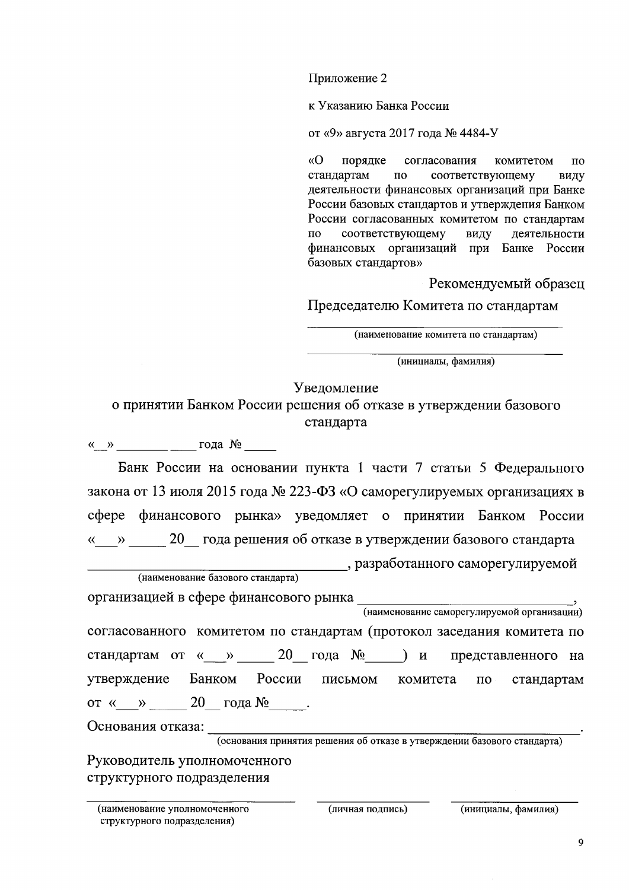Приложение 2

к Указанию Банка России

от «9» августа 2017 года № 4484-У

«О порядке согласования комитетом по стандартам по соответствующему виду деятельности финансовых организаций при Банке России базовых стандартов и утверждения Банком России согласованных комитетом по стандартам по соответствующему виду деятельности финансовых организаций при Банке России базовых стандартов»

Рекомендуемый образец

Председателю Комитета по стандартам

_______________________________
(наименование комитета по стандартам)

_______________________________
(инициалы, фамилия)

## Уведомление
## о принятии Банком России решения об отказе в утверждении базового стандарта

«__» ________ ____ года № _____

Банк России на основании пункта 1 части 7 статьи 5 Федерального закона от 13 июля 2015 года № 223-ФЗ «О саморегулируемых организациях в сфере финансового рынка» уведомляет о принятии Банком России «___» _____ 20__ года решения об отказе в утверждении базового стандарта _________________________________, разработанного саморегулируемой
(наименование базового стандарта)

организацией в сфере финансового рынка _____________________________,
(наименование саморегулируемой организации)

согласованного комитетом по стандартам (протокол заседания комитета по стандартам от «___» _____ 20__ года №_____) и представленного на утверждение Банком России письмом комитета по стандартам от «___» _____ 20__ года №_____.

Основания отказа: ______________________________________________.
(основания принятия решения об отказе в утверждении базового стандарта)

Руководитель уполномоченного структурного подразделения

| _______________________________ | _______________ | _______________ |
|---|---|---|
| (наименование уполномоченного структурного подразделения) | (личная подпись) | (инициалы, фамилия) |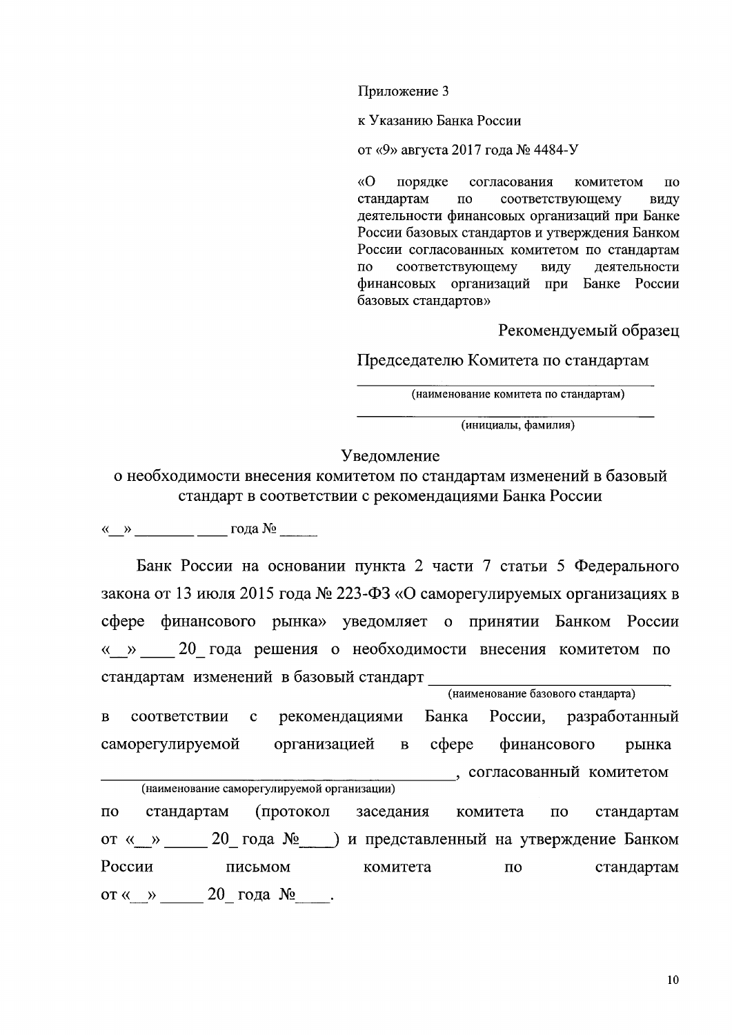Приложение 3

к Указанию Банка России

от «9» августа 2017 года № 4484-У

«О порядке согласования комитетом по стандартам по соответствующему виду деятельности финансовых организаций при Банке России базовых стандартов и утверждения Банком России согласованных комитетом по стандартам по соответствующему виду деятельности финансовых организаций при Банке России базовых стандартов»

Рекомендуемый образец

Председателю Комитета по стандартам

______________________________________
(наименование комитета по стандартам)

______________________________________
(инициалы, фамилия)

Уведомление
о необходимости внесения комитетом по стандартам изменений в базовый стандарт в соответствии с рекомендациями Банка России

«__» ________ ____ года № _____

Банк России на основании пункта 2 части 7 статьи 5 Федерального закона от 13 июля 2015 года № 223-ФЗ «О саморегулируемых организациях в сфере финансового рынка» уведомляет о принятии Банком России «__» ____ 20_ года решения о необходимости внесения комитетом по стандартам изменений в базовый стандарт ____________________________
(наименование базового стандарта)
в соответствии с рекомендациями Банка России, разработанный саморегулируемой организацией в сфере финансового рынка ________________________________________, согласованный комитетом
(наименование саморегулируемой организации)
по стандартам (протокол заседания комитета по стандартам от «__» _____ 20_ года №____) и представленный на утверждение Банком России письмом комитета по стандартам от «__» _____ 20_ года №____.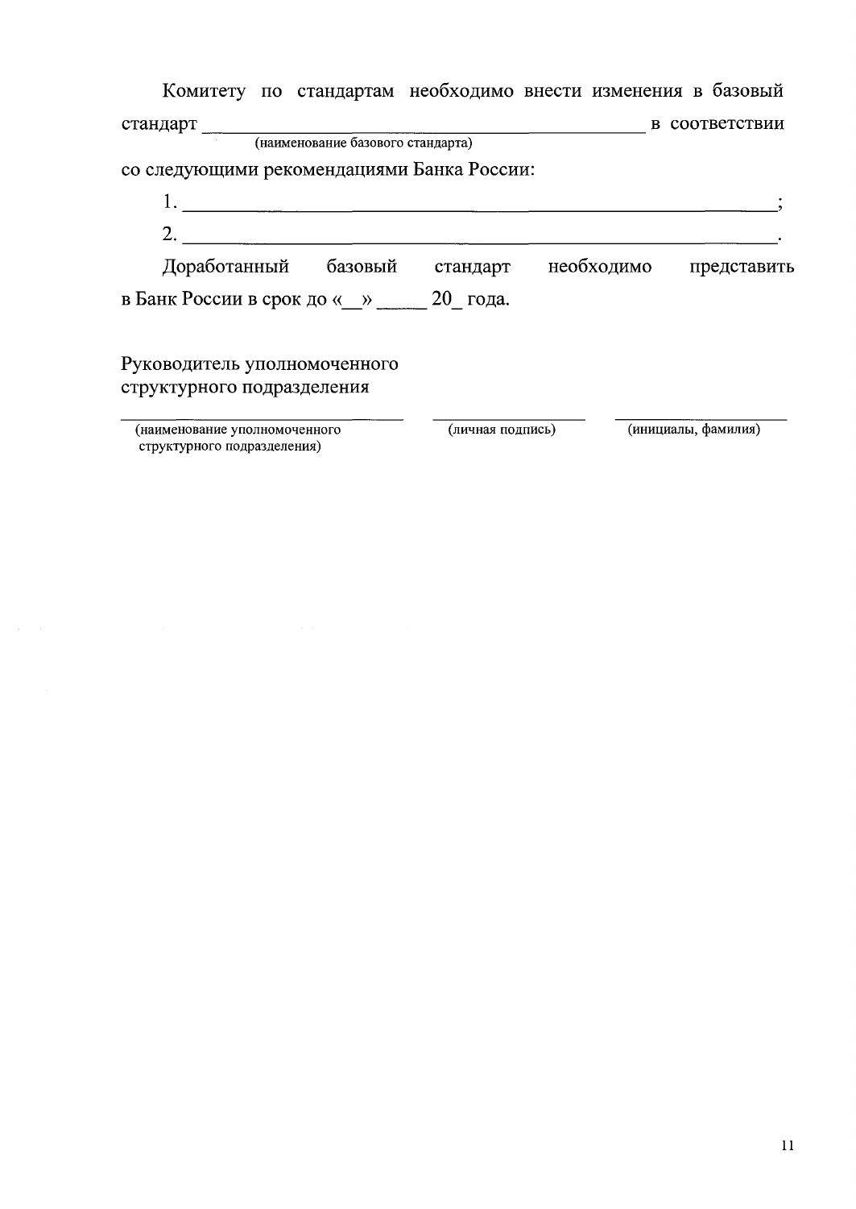Комитету по стандартам необходимо внести изменения в базовый стандарт ______________________________________________ в соответствии
(наименование базового стандарта)

со следующими рекомендациями Банка России:

1. ____________________________________________________________;

2. ____________________________________________________________.

Доработанный базовый стандарт необходимо представить в Банк России в срок до «__» _____ 20_ года.

Руководитель уполномоченного
структурного подразделения

| | | |
|---|---|---|
| ______________________________ | ________________ | ________________ |
| (наименование уполномоченного структурного подразделения) | (личная подпись) | (инициалы, фамилия) |